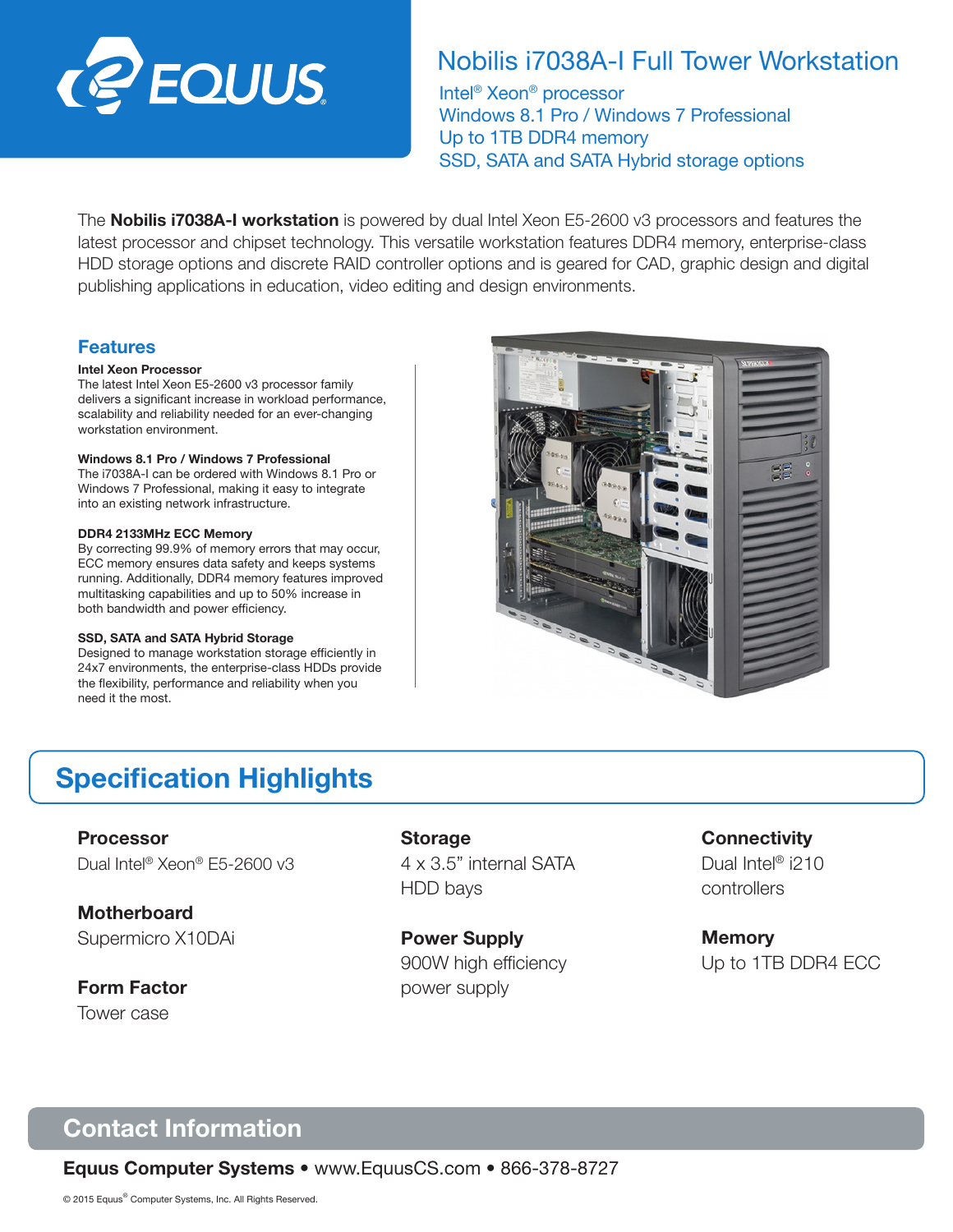EQUUS

# Nobilis i7038A-I Full Tower Workstation

Intel® Xeon® processor
Windows 8.1 Pro / Windows 7 Professional
Up to 1TB DDR4 memory
SSD, SATA and SATA Hybrid storage options

The **Nobilis i7038A-I workstation** is powered by dual Intel Xeon E5-2600 v3 processors and features the latest processor and chipset technology. This versatile workstation features DDR4 memory, enterprise-class HDD storage options and discrete RAID controller options and is geared for CAD, graphic design and digital publishing applications in education, video editing and design environments.

## Features

**Intel Xeon Processor**
The latest Intel Xeon E5-2600 v3 processor family delivers a significant increase in workload performance, scalability and reliability needed for an ever-changing workstation environment.

**Windows 8.1 Pro / Windows 7 Professional**
The i7038A-I can be ordered with Windows 8.1 Pro or Windows 7 Professional, making it easy to integrate into an existing network infrastructure.

**DDR4 2133MHz ECC Memory**
By correcting 99.9% of memory errors that may occur, ECC memory ensures data safety and keeps systems running. Additionally, DDR4 memory features improved multitasking capabilities and up to 50% increase in both bandwidth and power efficiency.

**SSD, SATA and SATA Hybrid Storage**
Designed to manage workstation storage efficiently in 24x7 environments, the enterprise-class HDDs provide the flexibility, performance and reliability when you need it the most.

## Specification Highlights

**Processor**
Dual Intel® Xeon® E5-2600 v3

**Motherboard**
Supermicro X10DAi

**Form Factor**
Tower case

**Storage**
4 x 3.5" internal SATA HDD bays

**Power Supply**
900W high efficiency power supply

**Connectivity**
Dual Intel® i210 controllers

**Memory**
Up to 1TB DDR4 ECC

## Contact Information

**Equus Computer Systems** • www.EquusCS.com • 866-378-8727

© 2015 Equus® Computer Systems, Inc. All Rights Reserved.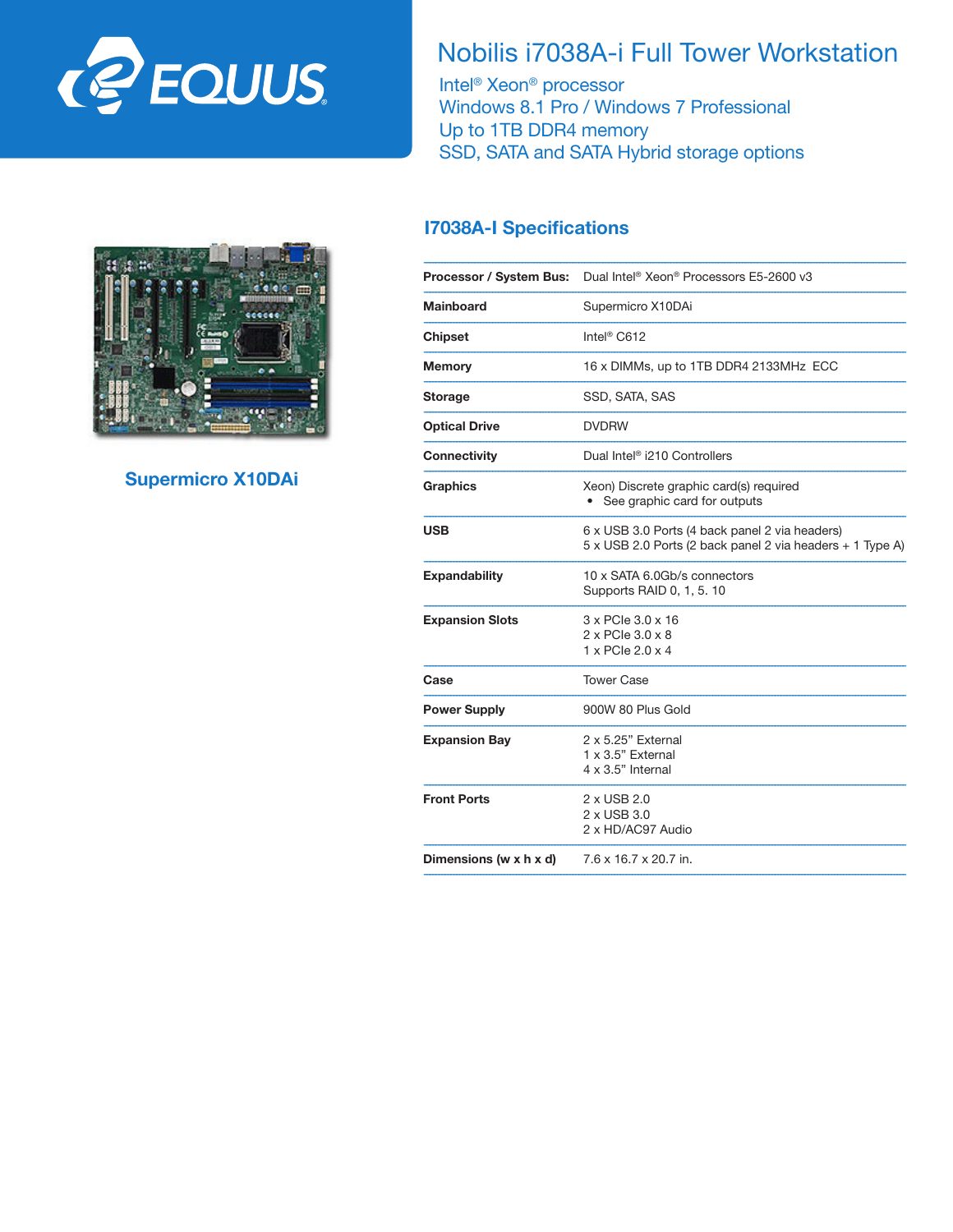# Nobilis i7038A-i Full Tower Workstation

Intel® Xeon® processor
Windows 8.1 Pro / Windows 7 Professional
Up to 1TB DDR4 memory
SSD, SATA and SATA Hybrid storage options

Supermicro X10DAi

## I7038A-I Specifications

| | |
|---|---|
| **Processor / System Bus:** | Dual Intel® Xeon® Processors E5-2600 v3 |
| **Mainboard** | Supermicro X10DAi |
| **Chipset** | Intel® C612 |
| **Memory** | 16 x DIMMs, up to 1TB DDR4 2133MHz ECC |
| **Storage** | SSD, SATA, SAS |
| **Optical Drive** | DVDRW |
| **Connectivity** | Dual Intel® i210 Controllers |
| **Graphics** | Xeon) Discrete graphic card(s) required<br>• See graphic card for outputs |
| **USB** | 6 x USB 3.0 Ports (4 back panel 2 via headers)<br>5 x USB 2.0 Ports (2 back panel 2 via headers + 1 Type A) |
| **Expandability** | 10 x SATA 6.0Gb/s connectors<br>Supports RAID 0, 1, 5. 10 |
| **Expansion Slots** | 3 x PCIe 3.0 x 16<br>2 x PCIe 3.0 x 8<br>1 x PCIe 2.0 x 4 |
| **Case** | Tower Case |
| **Power Supply** | 900W 80 Plus Gold |
| **Expansion Bay** | 2 x 5.25" External<br>1 x 3.5" External<br>4 x 3.5" Internal |
| **Front Ports** | 2 x USB 2.0<br>2 x USB 3.0<br>2 x HD/AC97 Audio |
| **Dimensions (w x h x d)** | 7.6 x 16.7 x 20.7 in. |